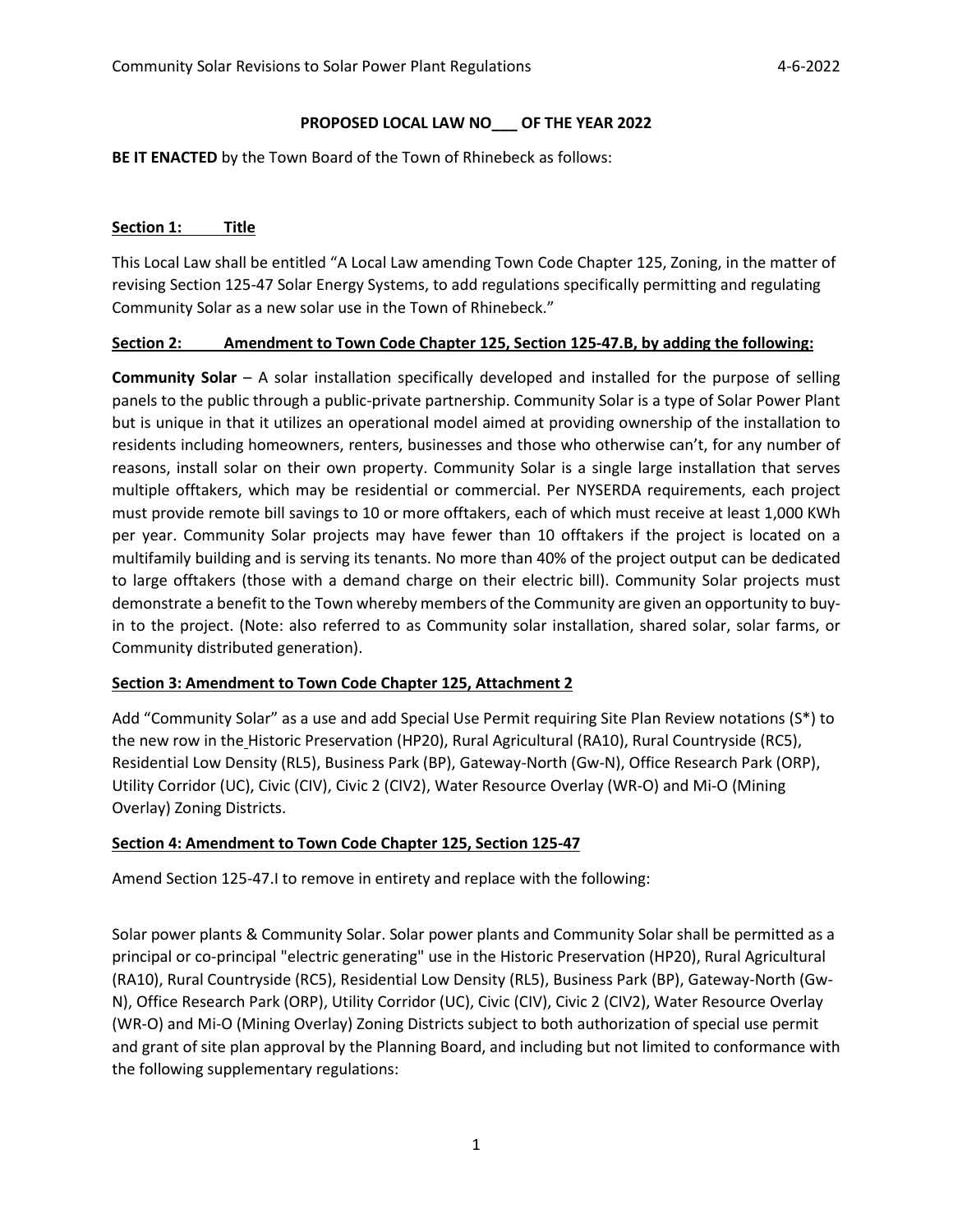**PROPOSED LOCAL LAW NO___ OF THE YEAR 2022**

**BE IT ENACTED** by the Town Board of the Town of Rhinebeck as follows:

**Section 1: Title**

This Local Law shall be entitled "A Local Law amending Town Code Chapter 125, Zoning, in the matter of revising Section 125-47 Solar Energy Systems, to add regulations specifically permitting and regulating Community Solar as a new solar use in the Town of Rhinebeck."

**Section 2: Amendment to Town Code Chapter 125, Section 125-47.B, by adding the following:**

**Community Solar** – A solar installation specifically developed and installed for the purpose of selling panels to the public through a public-private partnership. Community Solar is a type of Solar Power Plant but is unique in that it utilizes an operational model aimed at providing ownership of the installation to residents including homeowners, renters, businesses and those who otherwise can't, for any number of reasons, install solar on their own property. Community Solar is a single large installation that serves multiple offtakers, which may be residential or commercial. Per NYSERDA requirements, each project must provide remote bill savings to 10 or more offtakers, each of which must receive at least 1,000 KWh per year. Community Solar projects may have fewer than 10 offtakers if the project is located on a multifamily building and is serving its tenants. No more than 40% of the project output can be dedicated to large offtakers (those with a demand charge on their electric bill). Community Solar projects must demonstrate a benefit to the Town whereby members of the Community are given an opportunity to buy-in to the project. (Note: also referred to as Community solar installation, shared solar, solar farms, or Community distributed generation).

**Section 3: Amendment to Town Code Chapter 125, Attachment 2**

Add "Community Solar" as a use and add Special Use Permit requiring Site Plan Review notations (S*) to the new row in the Historic Preservation (HP20), Rural Agricultural (RA10), Rural Countryside (RC5), Residential Low Density (RL5), Business Park (BP), Gateway-North (Gw-N), Office Research Park (ORP), Utility Corridor (UC), Civic (CIV), Civic 2 (CIV2), Water Resource Overlay (WR-O) and Mi-O (Mining Overlay) Zoning Districts.

**Section 4: Amendment to Town Code Chapter 125, Section 125-47**

Amend Section 125-47.I to remove in entirety and replace with the following:

Solar power plants & Community Solar. Solar power plants and Community Solar shall be permitted as a principal or co-principal "electric generating" use in the Historic Preservation (HP20), Rural Agricultural (RA10), Rural Countryside (RC5), Residential Low Density (RL5), Business Park (BP), Gateway-North (Gw-N), Office Research Park (ORP), Utility Corridor (UC), Civic (CIV), Civic 2 (CIV2), Water Resource Overlay (WR-O) and Mi-O (Mining Overlay) Zoning Districts subject to both authorization of special use permit and grant of site plan approval by the Planning Board, and including but not limited to conformance with the following supplementary regulations: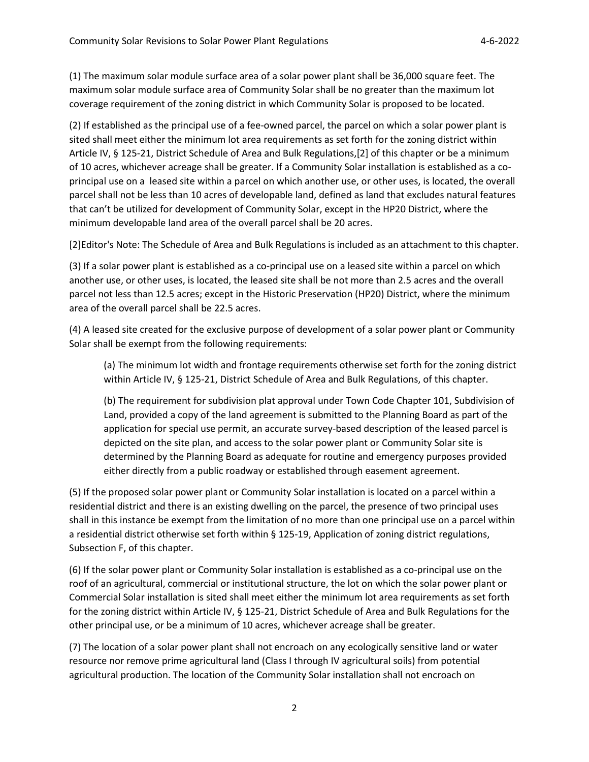(1) The maximum solar module surface area of a solar power plant shall be 36,000 square feet. The maximum solar module surface area of Community Solar shall be no greater than the maximum lot coverage requirement of the zoning district in which Community Solar is proposed to be located.

(2) If established as the principal use of a fee-owned parcel, the parcel on which a solar power plant is sited shall meet either the minimum lot area requirements as set forth for the zoning district within Article IV, § 125-21, District Schedule of Area and Bulk Regulations,[2] of this chapter or be a minimum of 10 acres, whichever acreage shall be greater. If a Community Solar installation is established as a co-principal use on a leased site within a parcel on which another use, or other uses, is located, the overall parcel shall not be less than 10 acres of developable land, defined as land that excludes natural features that can't be utilized for development of Community Solar, except in the HP20 District, where the minimum developable land area of the overall parcel shall be 20 acres.

[2]Editor's Note: The Schedule of Area and Bulk Regulations is included as an attachment to this chapter.

(3) If a solar power plant is established as a co-principal use on a leased site within a parcel on which another use, or other uses, is located, the leased site shall be not more than 2.5 acres and the overall parcel not less than 12.5 acres; except in the Historic Preservation (HP20) District, where the minimum area of the overall parcel shall be 22.5 acres.

(4) A leased site created for the exclusive purpose of development of a solar power plant or Community Solar shall be exempt from the following requirements:

(a) The minimum lot width and frontage requirements otherwise set forth for the zoning district within Article IV, § 125-21, District Schedule of Area and Bulk Regulations, of this chapter.

(b) The requirement for subdivision plat approval under Town Code Chapter 101, Subdivision of Land, provided a copy of the land agreement is submitted to the Planning Board as part of the application for special use permit, an accurate survey-based description of the leased parcel is depicted on the site plan, and access to the solar power plant or Community Solar site is determined by the Planning Board as adequate for routine and emergency purposes provided either directly from a public roadway or established through easement agreement.

(5) If the proposed solar power plant or Community Solar installation is located on a parcel within a residential district and there is an existing dwelling on the parcel, the presence of two principal uses shall in this instance be exempt from the limitation of no more than one principal use on a parcel within a residential district otherwise set forth within § 125-19, Application of zoning district regulations, Subsection F, of this chapter.

(6) If the solar power plant or Community Solar installation is established as a co-principal use on the roof of an agricultural, commercial or institutional structure, the lot on which the solar power plant or Commercial Solar installation is sited shall meet either the minimum lot area requirements as set forth for the zoning district within Article IV, § 125-21, District Schedule of Area and Bulk Regulations for the other principal use, or be a minimum of 10 acres, whichever acreage shall be greater.

(7) The location of a solar power plant shall not encroach on any ecologically sensitive land or water resource nor remove prime agricultural land (Class I through IV agricultural soils) from potential agricultural production. The location of the Community Solar installation shall not encroach on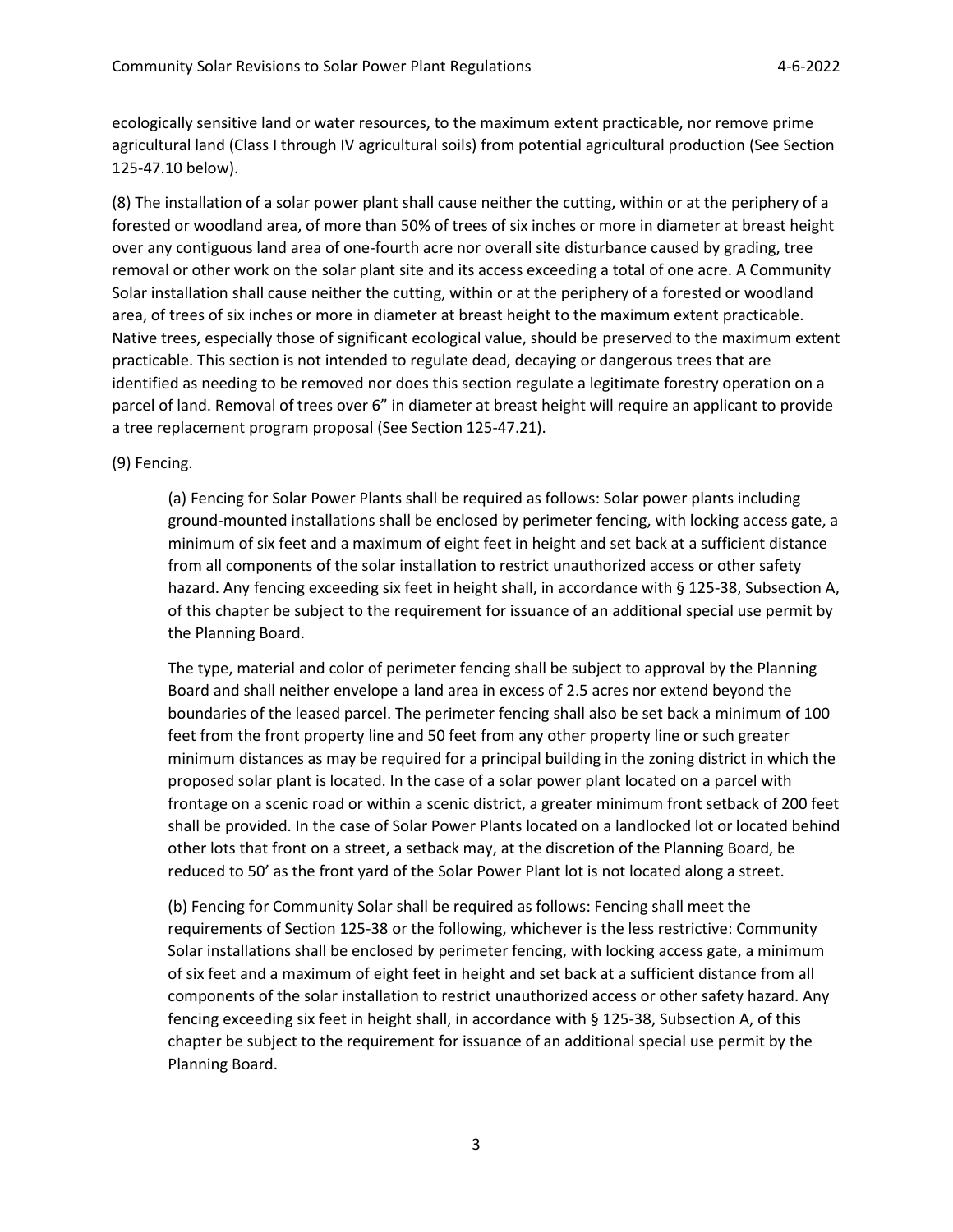ecologically sensitive land or water resources, to the maximum extent practicable, nor remove prime agricultural land (Class I through IV agricultural soils) from potential agricultural production (See Section 125-47.10 below).

(8) The installation of a solar power plant shall cause neither the cutting, within or at the periphery of a forested or woodland area, of more than 50% of trees of six inches or more in diameter at breast height over any contiguous land area of one-fourth acre nor overall site disturbance caused by grading, tree removal or other work on the solar plant site and its access exceeding a total of one acre. A Community Solar installation shall cause neither the cutting, within or at the periphery of a forested or woodland area, of trees of six inches or more in diameter at breast height to the maximum extent practicable. Native trees, especially those of significant ecological value, should be preserved to the maximum extent practicable. This section is not intended to regulate dead, decaying or dangerous trees that are identified as needing to be removed nor does this section regulate a legitimate forestry operation on a parcel of land. Removal of trees over 6" in diameter at breast height will require an applicant to provide a tree replacement program proposal (See Section 125-47.21).

(9) Fencing.

(a) Fencing for Solar Power Plants shall be required as follows: Solar power plants including ground-mounted installations shall be enclosed by perimeter fencing, with locking access gate, a minimum of six feet and a maximum of eight feet in height and set back at a sufficient distance from all components of the solar installation to restrict unauthorized access or other safety hazard. Any fencing exceeding six feet in height shall, in accordance with § 125-38, Subsection A, of this chapter be subject to the requirement for issuance of an additional special use permit by the Planning Board.

The type, material and color of perimeter fencing shall be subject to approval by the Planning Board and shall neither envelope a land area in excess of 2.5 acres nor extend beyond the boundaries of the leased parcel. The perimeter fencing shall also be set back a minimum of 100 feet from the front property line and 50 feet from any other property line or such greater minimum distances as may be required for a principal building in the zoning district in which the proposed solar plant is located. In the case of a solar power plant located on a parcel with frontage on a scenic road or within a scenic district, a greater minimum front setback of 200 feet shall be provided. In the case of Solar Power Plants located on a landlocked lot or located behind other lots that front on a street, a setback may, at the discretion of the Planning Board, be reduced to 50' as the front yard of the Solar Power Plant lot is not located along a street.

(b) Fencing for Community Solar shall be required as follows: Fencing shall meet the requirements of Section 125-38 or the following, whichever is the less restrictive: Community Solar installations shall be enclosed by perimeter fencing, with locking access gate, a minimum of six feet and a maximum of eight feet in height and set back at a sufficient distance from all components of the solar installation to restrict unauthorized access or other safety hazard. Any fencing exceeding six feet in height shall, in accordance with § 125-38, Subsection A, of this chapter be subject to the requirement for issuance of an additional special use permit by the Planning Board.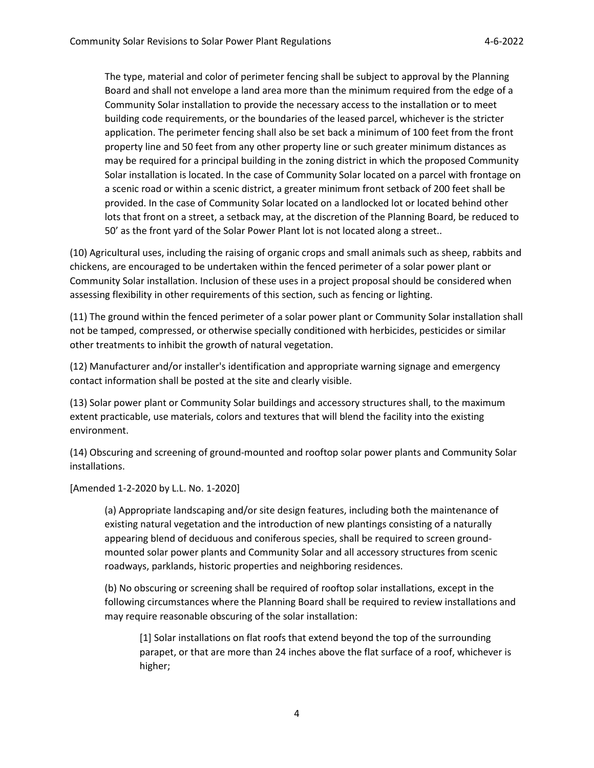The type, material and color of perimeter fencing shall be subject to approval by the Planning Board and shall not envelope a land area more than the minimum required from the edge of a Community Solar installation to provide the necessary access to the installation or to meet building code requirements, or the boundaries of the leased parcel, whichever is the stricter application. The perimeter fencing shall also be set back a minimum of 100 feet from the front property line and 50 feet from any other property line or such greater minimum distances as may be required for a principal building in the zoning district in which the proposed Community Solar installation is located. In the case of Community Solar located on a parcel with frontage on a scenic road or within a scenic district, a greater minimum front setback of 200 feet shall be provided. In the case of Community Solar located on a landlocked lot or located behind other lots that front on a street, a setback may, at the discretion of the Planning Board, be reduced to 50' as the front yard of the Solar Power Plant lot is not located along a street..

(10) Agricultural uses, including the raising of organic crops and small animals such as sheep, rabbits and chickens, are encouraged to be undertaken within the fenced perimeter of a solar power plant or Community Solar installation. Inclusion of these uses in a project proposal should be considered when assessing flexibility in other requirements of this section, such as fencing or lighting.

(11) The ground within the fenced perimeter of a solar power plant or Community Solar installation shall not be tamped, compressed, or otherwise specially conditioned with herbicides, pesticides or similar other treatments to inhibit the growth of natural vegetation.

(12) Manufacturer and/or installer's identification and appropriate warning signage and emergency contact information shall be posted at the site and clearly visible.

(13) Solar power plant or Community Solar buildings and accessory structures shall, to the maximum extent practicable, use materials, colors and textures that will blend the facility into the existing environment.

(14) Obscuring and screening of ground-mounted and rooftop solar power plants and Community Solar installations.

[Amended 1-2-2020 by L.L. No. 1-2020]

(a) Appropriate landscaping and/or site design features, including both the maintenance of existing natural vegetation and the introduction of new plantings consisting of a naturally appearing blend of deciduous and coniferous species, shall be required to screen ground-mounted solar power plants and Community Solar and all accessory structures from scenic roadways, parklands, historic properties and neighboring residences.

(b) No obscuring or screening shall be required of rooftop solar installations, except in the following circumstances where the Planning Board shall be required to review installations and may require reasonable obscuring of the solar installation:

[1] Solar installations on flat roofs that extend beyond the top of the surrounding parapet, or that are more than 24 inches above the flat surface of a roof, whichever is higher;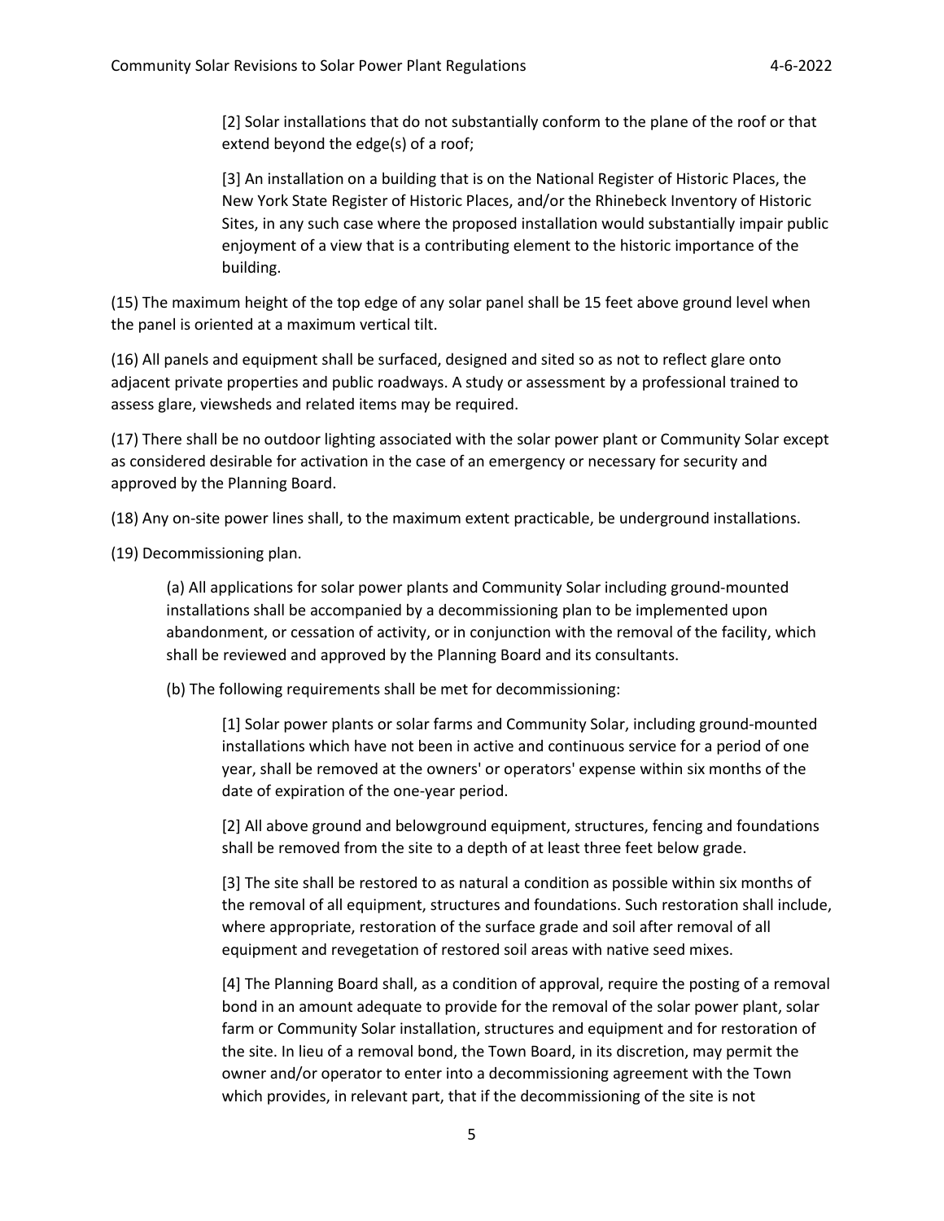[2] Solar installations that do not substantially conform to the plane of the roof or that extend beyond the edge(s) of a roof;

[3] An installation on a building that is on the National Register of Historic Places, the New York State Register of Historic Places, and/or the Rhinebeck Inventory of Historic Sites, in any such case where the proposed installation would substantially impair public enjoyment of a view that is a contributing element to the historic importance of the building.

(15) The maximum height of the top edge of any solar panel shall be 15 feet above ground level when the panel is oriented at a maximum vertical tilt.

(16) All panels and equipment shall be surfaced, designed and sited so as not to reflect glare onto adjacent private properties and public roadways. A study or assessment by a professional trained to assess glare, viewsheds and related items may be required.

(17) There shall be no outdoor lighting associated with the solar power plant or Community Solar except as considered desirable for activation in the case of an emergency or necessary for security and approved by the Planning Board.

(18) Any on-site power lines shall, to the maximum extent practicable, be underground installations.

(19) Decommissioning plan.

(a) All applications for solar power plants and Community Solar including ground-mounted installations shall be accompanied by a decommissioning plan to be implemented upon abandonment, or cessation of activity, or in conjunction with the removal of the facility, which shall be reviewed and approved by the Planning Board and its consultants.

(b) The following requirements shall be met for decommissioning:

[1] Solar power plants or solar farms and Community Solar, including ground-mounted installations which have not been in active and continuous service for a period of one year, shall be removed at the owners' or operators' expense within six months of the date of expiration of the one-year period.

[2] All above ground and belowground equipment, structures, fencing and foundations shall be removed from the site to a depth of at least three feet below grade.

[3] The site shall be restored to as natural a condition as possible within six months of the removal of all equipment, structures and foundations. Such restoration shall include, where appropriate, restoration of the surface grade and soil after removal of all equipment and revegetation of restored soil areas with native seed mixes.

[4] The Planning Board shall, as a condition of approval, require the posting of a removal bond in an amount adequate to provide for the removal of the solar power plant, solar farm or Community Solar installation, structures and equipment and for restoration of the site. In lieu of a removal bond, the Town Board, in its discretion, may permit the owner and/or operator to enter into a decommissioning agreement with the Town which provides, in relevant part, that if the decommissioning of the site is not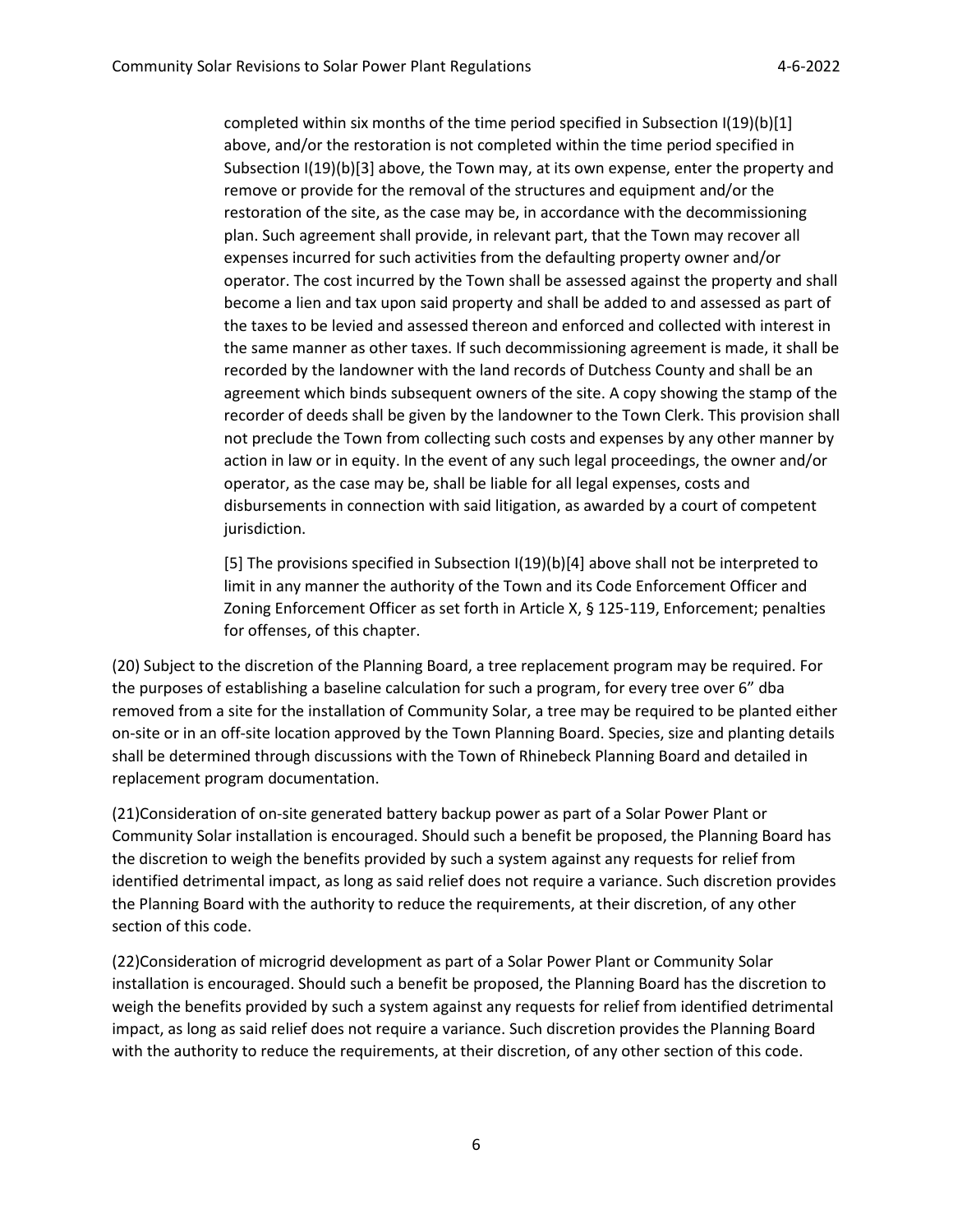completed within six months of the time period specified in Subsection I(19)(b)[1] above, and/or the restoration is not completed within the time period specified in Subsection I(19)(b)[3] above, the Town may, at its own expense, enter the property and remove or provide for the removal of the structures and equipment and/or the restoration of the site, as the case may be, in accordance with the decommissioning plan. Such agreement shall provide, in relevant part, that the Town may recover all expenses incurred for such activities from the defaulting property owner and/or operator. The cost incurred by the Town shall be assessed against the property and shall become a lien and tax upon said property and shall be added to and assessed as part of the taxes to be levied and assessed thereon and enforced and collected with interest in the same manner as other taxes. If such decommissioning agreement is made, it shall be recorded by the landowner with the land records of Dutchess County and shall be an agreement which binds subsequent owners of the site. A copy showing the stamp of the recorder of deeds shall be given by the landowner to the Town Clerk. This provision shall not preclude the Town from collecting such costs and expenses by any other manner by action in law or in equity. In the event of any such legal proceedings, the owner and/or operator, as the case may be, shall be liable for all legal expenses, costs and disbursements in connection with said litigation, as awarded by a court of competent jurisdiction.

[5] The provisions specified in Subsection I(19)(b)[4] above shall not be interpreted to limit in any manner the authority of the Town and its Code Enforcement Officer and Zoning Enforcement Officer as set forth in Article X, § 125-119, Enforcement; penalties for offenses, of this chapter.

(20) Subject to the discretion of the Planning Board, a tree replacement program may be required. For the purposes of establishing a baseline calculation for such a program, for every tree over 6" dba removed from a site for the installation of Community Solar, a tree may be required to be planted either on-site or in an off-site location approved by the Town Planning Board. Species, size and planting details shall be determined through discussions with the Town of Rhinebeck Planning Board and detailed in replacement program documentation.

(21)Consideration of on-site generated battery backup power as part of a Solar Power Plant or Community Solar installation is encouraged. Should such a benefit be proposed, the Planning Board has the discretion to weigh the benefits provided by such a system against any requests for relief from identified detrimental impact, as long as said relief does not require a variance. Such discretion provides the Planning Board with the authority to reduce the requirements, at their discretion, of any other section of this code.

(22)Consideration of microgrid development as part of a Solar Power Plant or Community Solar installation is encouraged. Should such a benefit be proposed, the Planning Board has the discretion to weigh the benefits provided by such a system against any requests for relief from identified detrimental impact, as long as said relief does not require a variance. Such discretion provides the Planning Board with the authority to reduce the requirements, at their discretion, of any other section of this code.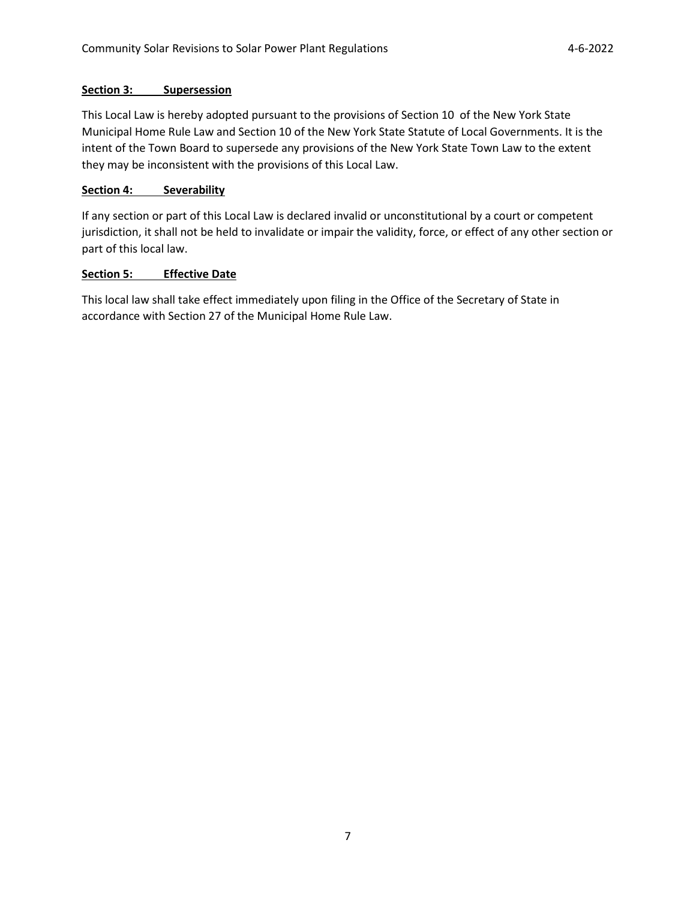**<u>Section 3: Supersession</u>**

This Local Law is hereby adopted pursuant to the provisions of Section 10 of the New York State Municipal Home Rule Law and Section 10 of the New York State Statute of Local Governments. It is the intent of the Town Board to supersede any provisions of the New York State Town Law to the extent they may be inconsistent with the provisions of this Local Law.

**<u>Section 4: Severability</u>**

If any section or part of this Local Law is declared invalid or unconstitutional by a court or competent jurisdiction, it shall not be held to invalidate or impair the validity, force, or effect of any other section or part of this local law.

**<u>Section 5: Effective Date</u>**

This local law shall take effect immediately upon filing in the Office of the Secretary of State in accordance with Section 27 of the Municipal Home Rule Law.